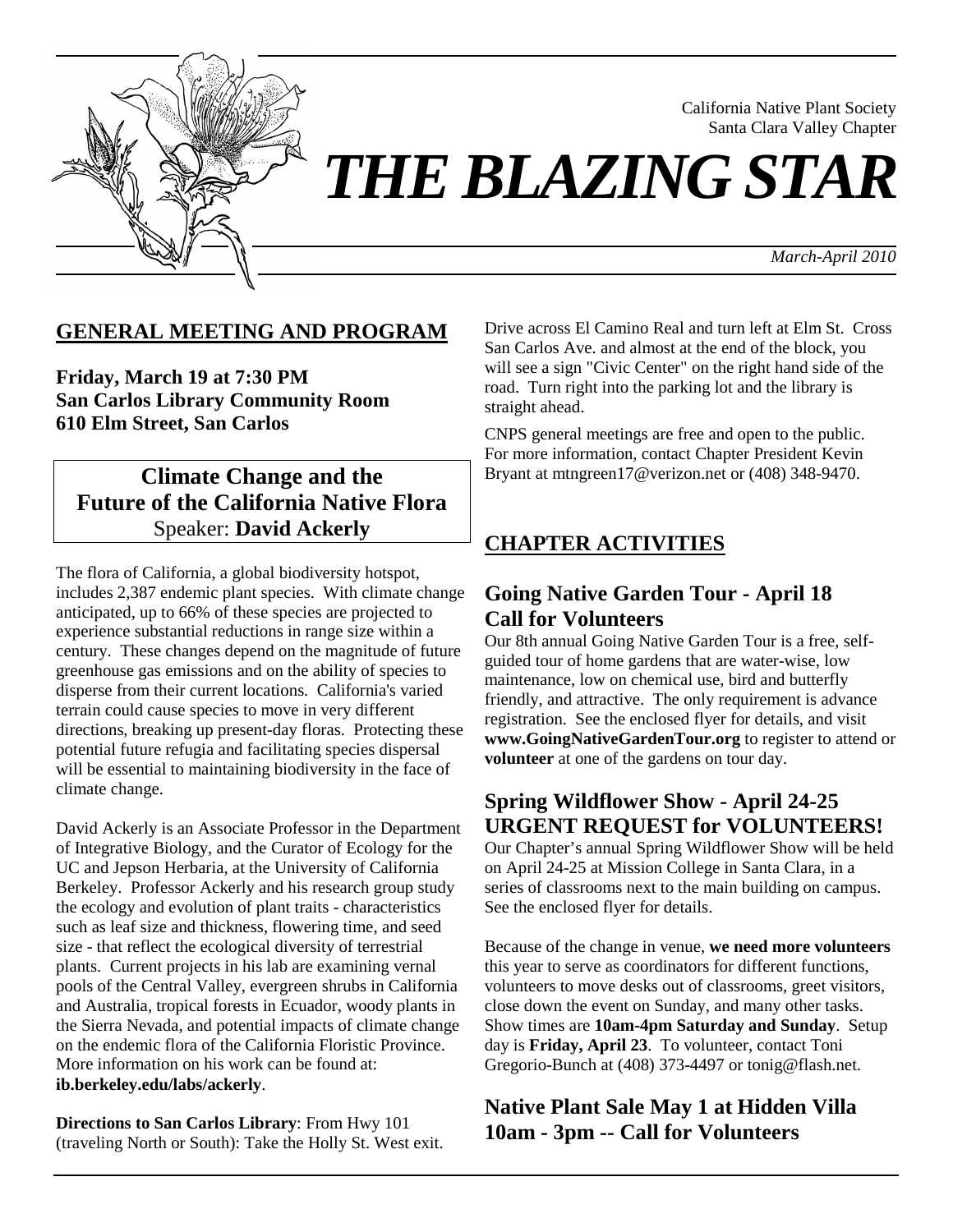California Native Plant Society
Santa Clara Valley Chapter

# THE BLAZING STAR

*March-April 2010*

## GENERAL MEETING AND PROGRAM

**Friday, March 19 at 7:30 PM**
**San Carlos Library Community Room**
**610 Elm Street, San Carlos**

### Climate Change and the Future of the California Native Flora

Speaker: **David Ackerly**

The flora of California, a global biodiversity hotspot, includes 2,387 endemic plant species. With climate change anticipated, up to 66% of these species are projected to experience substantial reductions in range size within a century. These changes depend on the magnitude of future greenhouse gas emissions and on the ability of species to disperse from their current locations. California's varied terrain could cause species to move in very different directions, breaking up present-day floras. Protecting these potential future refugia and facilitating species dispersal will be essential to maintaining biodiversity in the face of climate change.

David Ackerly is an Associate Professor in the Department of Integrative Biology, and the Curator of Ecology for the UC and Jepson Herbaria, at the University of California Berkeley. Professor Ackerly and his research group study the ecology and evolution of plant traits - characteristics such as leaf size and thickness, flowering time, and seed size - that reflect the ecological diversity of terrestrial plants. Current projects in his lab are examining vernal pools of the Central Valley, evergreen shrubs in California and Australia, tropical forests in Ecuador, woody plants in the Sierra Nevada, and potential impacts of climate change on the endemic flora of the California Floristic Province. More information on his work can be found at: **ib.berkeley.edu/labs/ackerly**.

**Directions to San Carlos Library**: From Hwy 101 (traveling North or South): Take the Holly St. West exit. Drive across El Camino Real and turn left at Elm St. Cross San Carlos Ave. and almost at the end of the block, you will see a sign "Civic Center" on the right hand side of the road. Turn right into the parking lot and the library is straight ahead.

CNPS general meetings are free and open to the public. For more information, contact Chapter President Kevin Bryant at mtngreen17@verizon.net or (408) 348-9470.

## CHAPTER ACTIVITIES

### Going Native Garden Tour - April 18 Call for Volunteers

Our 8th annual Going Native Garden Tour is a free, self-guided tour of home gardens that are water-wise, low maintenance, low on chemical use, bird and butterfly friendly, and attractive. The only requirement is advance registration. See the enclosed flyer for details, and visit **www.GoingNativeGardenTour.org** to register to attend or **volunteer** at one of the gardens on tour day.

### Spring Wildflower Show - April 24-25 URGENT REQUEST for VOLUNTEERS!

Our Chapter's annual Spring Wildflower Show will be held on April 24-25 at Mission College in Santa Clara, in a series of classrooms next to the main building on campus. See the enclosed flyer for details.

Because of the change in venue, **we need more volunteers** this year to serve as coordinators for different functions, volunteers to move desks out of classrooms, greet visitors, close down the event on Sunday, and many other tasks. Show times are **10am-4pm Saturday and Sunday**. Setup day is **Friday, April 23**. To volunteer, contact Toni Gregorio-Bunch at (408) 373-4497 or tonig@flash.net.

### Native Plant Sale May 1 at Hidden Villa 10am - 3pm -- Call for Volunteers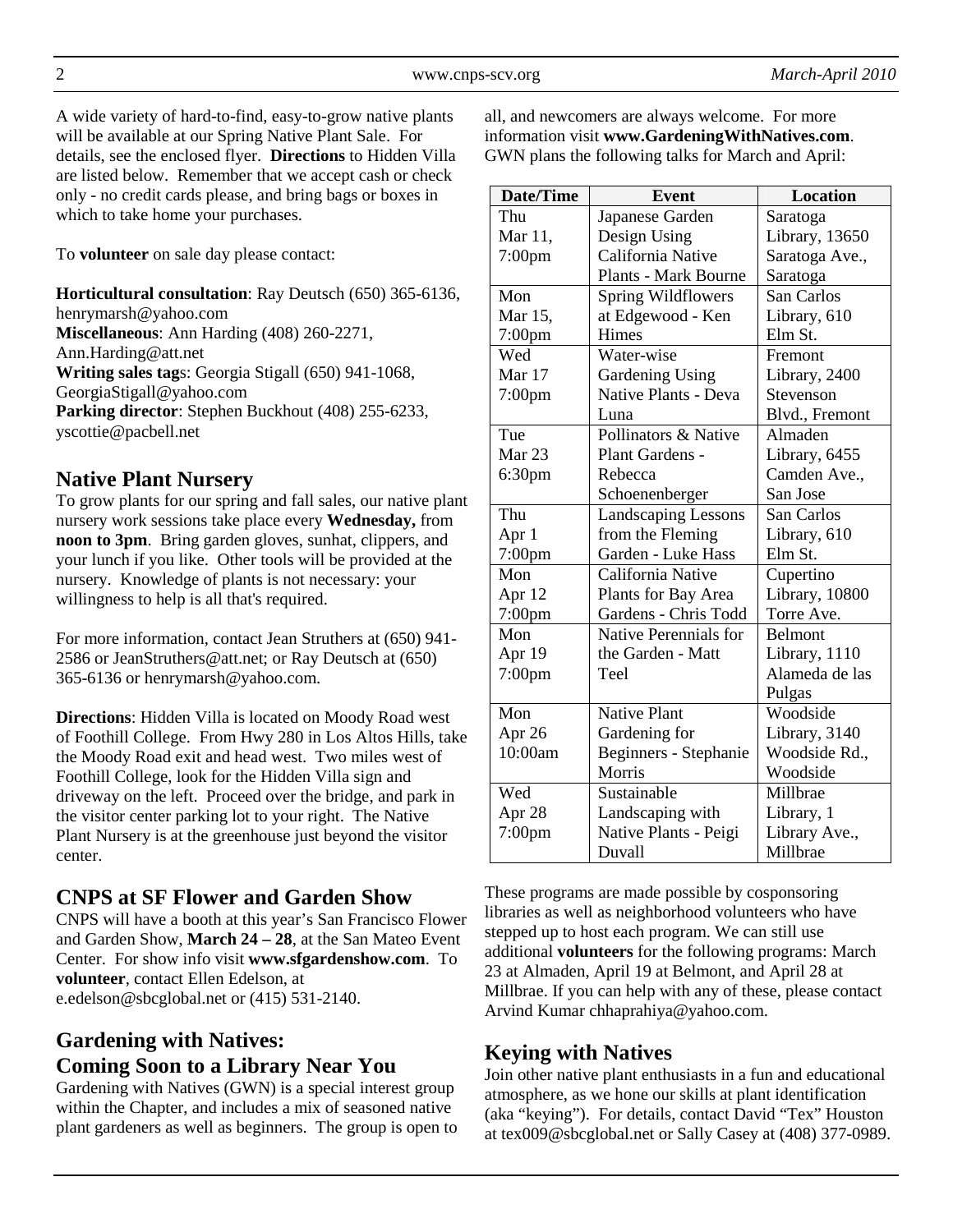A wide variety of hard-to-find, easy-to-grow native plants will be available at our Spring Native Plant Sale. For details, see the enclosed flyer. **Directions** to Hidden Villa are listed below. Remember that we accept cash or check only - no credit cards please, and bring bags or boxes in which to take home your purchases.

To **volunteer** on sale day please contact:

**Horticultural consultation**: Ray Deutsch (650) 365-6136, henrymarsh@yahoo.com
**Miscellaneous**: Ann Harding (408) 260-2271, Ann.Harding@att.net
**Writing sales tags**: Georgia Stigall (650) 941-1068, GeorgiaStigall@yahoo.com
**Parking director**: Stephen Buckhout (408) 255-6233, yscottie@pacbell.net

## Native Plant Nursery

To grow plants for our spring and fall sales, our native plant nursery work sessions take place every **Wednesday,** from **noon to 3pm**. Bring garden gloves, sunhat, clippers, and your lunch if you like. Other tools will be provided at the nursery. Knowledge of plants is not necessary: your willingness to help is all that's required.

For more information, contact Jean Struthers at (650) 941-2586 or JeanStruthers@att.net; or Ray Deutsch at (650) 365-6136 or henrymarsh@yahoo.com.

**Directions**: Hidden Villa is located on Moody Road west of Foothill College. From Hwy 280 in Los Altos Hills, take the Moody Road exit and head west. Two miles west of Foothill College, look for the Hidden Villa sign and driveway on the left. Proceed over the bridge, and park in the visitor center parking lot to your right. The Native Plant Nursery is at the greenhouse just beyond the visitor center.

## CNPS at SF Flower and Garden Show

CNPS will have a booth at this year's San Francisco Flower and Garden Show, **March 24 – 28**, at the San Mateo Event Center. For show info visit **www.sfgardenshow.com**. To **volunteer**, contact Ellen Edelson, at e.edelson@sbcglobal.net or (415) 531-2140.

## Gardening with Natives: Coming Soon to a Library Near You

Gardening with Natives (GWN) is a special interest group within the Chapter, and includes a mix of seasoned native plant gardeners as well as beginners. The group is open to all, and newcomers are always welcome. For more information visit **www.GardeningWithNatives.com**. GWN plans the following talks for March and April:

| Date/Time | Event | Location |
|---|---|---|
| Thu Mar 11, 7:00pm | Japanese Garden Design Using California Native Plants - Mark Bourne | Saratoga Library, 13650 Saratoga Ave., Saratoga |
| Mon Mar 15, 7:00pm | Spring Wildflowers at Edgewood - Ken Himes | San Carlos Library, 610 Elm St. |
| Wed Mar 17 7:00pm | Water-wise Gardening Using Native Plants - Deva Luna | Fremont Library, 2400 Stevenson Blvd., Fremont |
| Tue Mar 23 6:30pm | Pollinators & Native Plant Gardens - Rebecca Schoenenberger | Almaden Library, 6455 Camden Ave., San Jose |
| Thu Apr 1 7:00pm | Landscaping Lessons from the Fleming Garden - Luke Hass | San Carlos Library, 610 Elm St. |
| Mon Apr 12 7:00pm | California Native Plants for Bay Area Gardens - Chris Todd | Cupertino Library, 10800 Torre Ave. |
| Mon Apr 19 7:00pm | Native Perennials for the Garden - Matt Teel | Belmont Library, 1110 Alameda de las Pulgas |
| Mon Apr 26 10:00am | Native Plant Gardening for Beginners - Stephanie Morris | Woodside Library, 3140 Woodside Rd., Woodside |
| Wed Apr 28 7:00pm | Sustainable Landscaping with Native Plants - Peigi Duvall | Millbrae Library, 1 Library Ave., Millbrae |

These programs are made possible by cosponsoring libraries as well as neighborhood volunteers who have stepped up to host each program. We can still use additional **volunteers** for the following programs: March 23 at Almaden, April 19 at Belmont, and April 28 at Millbrae. If you can help with any of these, please contact Arvind Kumar chhaprahiya@yahoo.com.

## Keying with Natives

Join other native plant enthusiasts in a fun and educational atmosphere, as we hone our skills at plant identification (aka "keying"). For details, contact David "Tex" Houston at tex009@sbcglobal.net or Sally Casey at (408) 377-0989.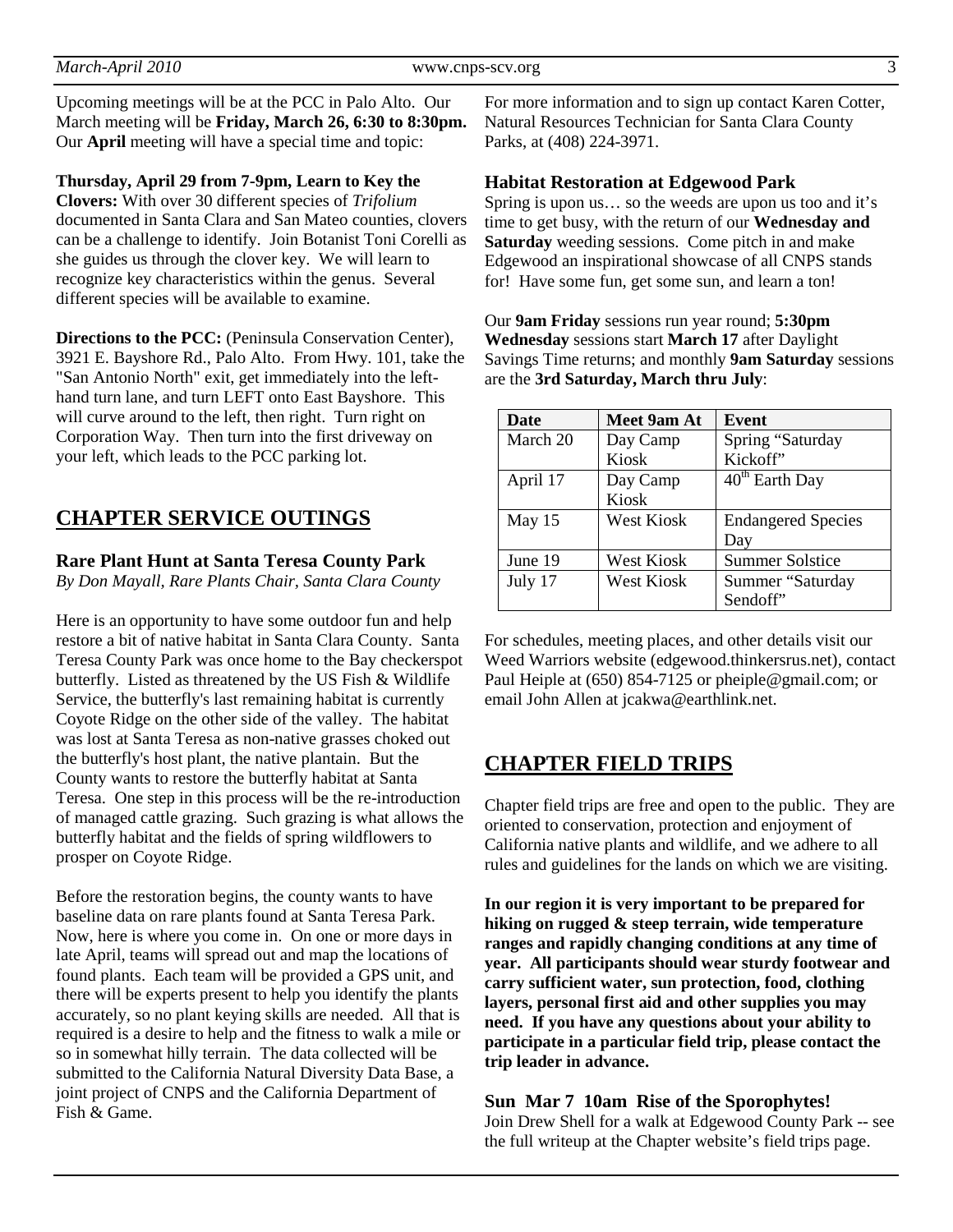Upcoming meetings will be at the PCC in Palo Alto. Our March meeting will be **Friday, March 26, 6:30 to 8:30pm.** Our **April** meeting will have a special time and topic:

**Thursday, April 29 from 7-9pm, Learn to Key the Clovers:** With over 30 different species of *Trifolium* documented in Santa Clara and San Mateo counties, clovers can be a challenge to identify. Join Botanist Toni Corelli as she guides us through the clover key. We will learn to recognize key characteristics within the genus. Several different species will be available to examine.

**Directions to the PCC:** (Peninsula Conservation Center), 3921 E. Bayshore Rd., Palo Alto. From Hwy. 101, take the "San Antonio North" exit, get immediately into the left-hand turn lane, and turn LEFT onto East Bayshore. This will curve around to the left, then right. Turn right on Corporation Way. Then turn into the first driveway on your left, which leads to the PCC parking lot.

## CHAPTER SERVICE OUTINGS

### Rare Plant Hunt at Santa Teresa County Park

*By Don Mayall, Rare Plants Chair, Santa Clara County*

Here is an opportunity to have some outdoor fun and help restore a bit of native habitat in Santa Clara County. Santa Teresa County Park was once home to the Bay checkerspot butterfly. Listed as threatened by the US Fish & Wildlife Service, the butterfly's last remaining habitat is currently Coyote Ridge on the other side of the valley. The habitat was lost at Santa Teresa as non-native grasses choked out the butterfly's host plant, the native plantain. But the County wants to restore the butterfly habitat at Santa Teresa. One step in this process will be the re-introduction of managed cattle grazing. Such grazing is what allows the butterfly habitat and the fields of spring wildflowers to prosper on Coyote Ridge.

Before the restoration begins, the county wants to have baseline data on rare plants found at Santa Teresa Park. Now, here is where you come in. On one or more days in late April, teams will spread out and map the locations of found plants. Each team will be provided a GPS unit, and there will be experts present to help you identify the plants accurately, so no plant keying skills are needed. All that is required is a desire to help and the fitness to walk a mile or so in somewhat hilly terrain. The data collected will be submitted to the California Natural Diversity Data Base, a joint project of CNPS and the California Department of Fish & Game.

For more information and to sign up contact Karen Cotter, Natural Resources Technician for Santa Clara County Parks, at (408) 224-3971.

### Habitat Restoration at Edgewood Park

Spring is upon us… so the weeds are upon us too and it's time to get busy, with the return of our **Wednesday and Saturday** weeding sessions. Come pitch in and make Edgewood an inspirational showcase of all CNPS stands for! Have some fun, get some sun, and learn a ton!

Our **9am Friday** sessions run year round; **5:30pm Wednesday** sessions start **March 17** after Daylight Savings Time returns; and monthly **9am Saturday** sessions are the **3rd Saturday, March thru July**:

| Date | Meet 9am At | Event |
|---|---|---|
| March 20 | Day Camp Kiosk | Spring "Saturday Kickoff" |
| April 17 | Day Camp Kiosk | 40th Earth Day |
| May 15 | West Kiosk | Endangered Species Day |
| June 19 | West Kiosk | Summer Solstice |
| July 17 | West Kiosk | Summer "Saturday Sendoff" |

For schedules, meeting places, and other details visit our Weed Warriors website (edgewood.thinkersrus.net), contact Paul Heiple at (650) 854-7125 or pheiple@gmail.com; or email John Allen at jcakwa@earthlink.net.

## CHAPTER FIELD TRIPS

Chapter field trips are free and open to the public. They are oriented to conservation, protection and enjoyment of California native plants and wildlife, and we adhere to all rules and guidelines for the lands on which we are visiting.

**In our region it is very important to be prepared for hiking on rugged & steep terrain, wide temperature ranges and rapidly changing conditions at any time of year. All participants should wear sturdy footwear and carry sufficient water, sun protection, food, clothing layers, personal first aid and other supplies you may need. If you have any questions about your ability to participate in a particular field trip, please contact the trip leader in advance.**

### Sun Mar 7 10am Rise of the Sporophytes!

Join Drew Shell for a walk at Edgewood County Park -- see the full writeup at the Chapter website's field trips page.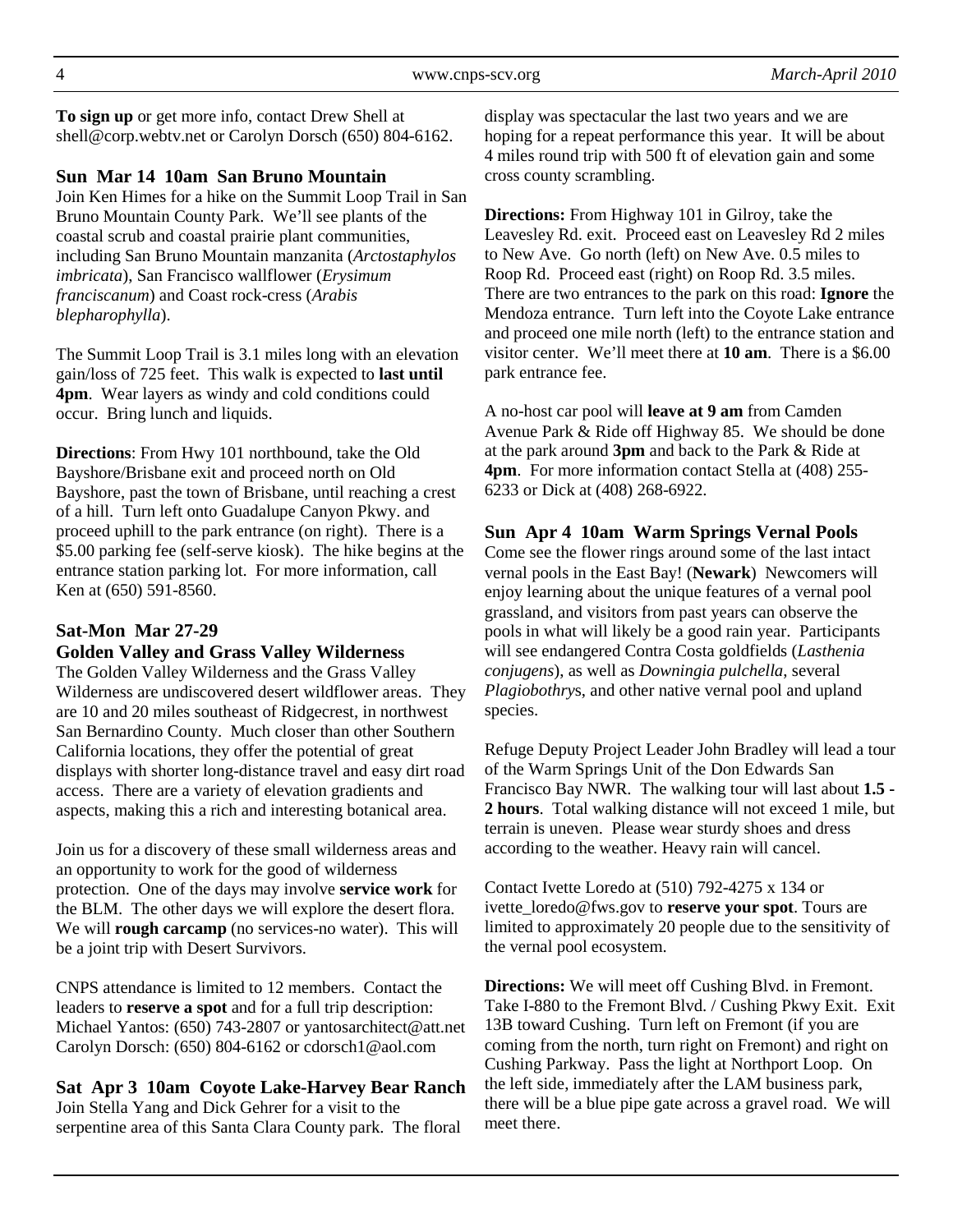**To sign up** or get more info, contact Drew Shell at shell@corp.webtv.net or Carolyn Dorsch (650) 804-6162.

### Sun Mar 14 10am San Bruno Mountain

Join Ken Himes for a hike on the Summit Loop Trail in San Bruno Mountain County Park. We'll see plants of the coastal scrub and coastal prairie plant communities, including San Bruno Mountain manzanita (*Arctostaphylos imbricata*), San Francisco wallflower (*Erysimum franciscanum*) and Coast rock-cress (*Arabis blepharophylla*).

The Summit Loop Trail is 3.1 miles long with an elevation gain/loss of 725 feet. This walk is expected to **last until 4pm**. Wear layers as windy and cold conditions could occur. Bring lunch and liquids.

**Directions**: From Hwy 101 northbound, take the Old Bayshore/Brisbane exit and proceed north on Old Bayshore, past the town of Brisbane, until reaching a crest of a hill. Turn left onto Guadalupe Canyon Pkwy. and proceed uphill to the park entrance (on right). There is a $5.00 parking fee (self-serve kiosk). The hike begins at the entrance station parking lot. For more information, call Ken at (650) 591-8560.

### Sat-Mon Mar 27-29 Golden Valley and Grass Valley Wilderness

The Golden Valley Wilderness and the Grass Valley Wilderness are undiscovered desert wildflower areas. They are 10 and 20 miles southeast of Ridgecrest, in northwest San Bernardino County. Much closer than other Southern California locations, they offer the potential of great displays with shorter long-distance travel and easy dirt road access. There are a variety of elevation gradients and aspects, making this a rich and interesting botanical area.

Join us for a discovery of these small wilderness areas and an opportunity to work for the good of wilderness protection. One of the days may involve **service work** for the BLM. The other days we will explore the desert flora. We will **rough carcamp** (no services-no water). This will be a joint trip with Desert Survivors.

CNPS attendance is limited to 12 members. Contact the leaders to **reserve a spot** and for a full trip description:
Michael Yantos: (650) 743-2807 or yantosarchitect@att.net
Carolyn Dorsch: (650) 804-6162 or cdorsch1@aol.com

### Sat Apr 3 10am Coyote Lake-Harvey Bear Ranch

Join Stella Yang and Dick Gehrer for a visit to the serpentine area of this Santa Clara County park. The floral display was spectacular the last two years and we are hoping for a repeat performance this year. It will be about 4 miles round trip with 500 ft of elevation gain and some cross county scrambling.

**Directions:** From Highway 101 in Gilroy, take the Leavesley Rd. exit. Proceed east on Leavesley Rd 2 miles to New Ave. Go north (left) on New Ave. 0.5 miles to Roop Rd. Proceed east (right) on Roop Rd. 3.5 miles. There are two entrances to the park on this road: **Ignore** the Mendoza entrance. Turn left into the Coyote Lake entrance and proceed one mile north (left) to the entrance station and visitor center. We'll meet there at **10 am**. There is a $6.00 park entrance fee.

A no-host car pool will **leave at 9 am** from Camden Avenue Park & Ride off Highway 85. We should be done at the park around **3pm** and back to the Park & Ride at **4pm**. For more information contact Stella at (408) 255-6233 or Dick at (408) 268-6922.

### Sun Apr 4 10am Warm Springs Vernal Pools

Come see the flower rings around some of the last intact vernal pools in the East Bay! (**Newark**) Newcomers will enjoy learning about the unique features of a vernal pool grassland, and visitors from past years can observe the pools in what will likely be a good rain year. Participants will see endangered Contra Costa goldfields (*Lasthenia conjugens*), as well as *Downingia pulchella*, several *Plagiobothry*s, and other native vernal pool and upland species.

Refuge Deputy Project Leader John Bradley will lead a tour of the Warm Springs Unit of the Don Edwards San Francisco Bay NWR. The walking tour will last about **1.5 - 2 hours**. Total walking distance will not exceed 1 mile, but terrain is uneven. Please wear sturdy shoes and dress according to the weather. Heavy rain will cancel.

Contact Ivette Loredo at (510) 792-4275 x 134 or ivette_loredo@fws.gov to **reserve your spot**. Tours are limited to approximately 20 people due to the sensitivity of the vernal pool ecosystem.

**Directions:** We will meet off Cushing Blvd. in Fremont. Take I-880 to the Fremont Blvd. / Cushing Pkwy Exit. Exit 13B toward Cushing. Turn left on Fremont (if you are coming from the north, turn right on Fremont) and right on Cushing Parkway. Pass the light at Northport Loop. On the left side, immediately after the LAM business park, there will be a blue pipe gate across a gravel road. We will meet there.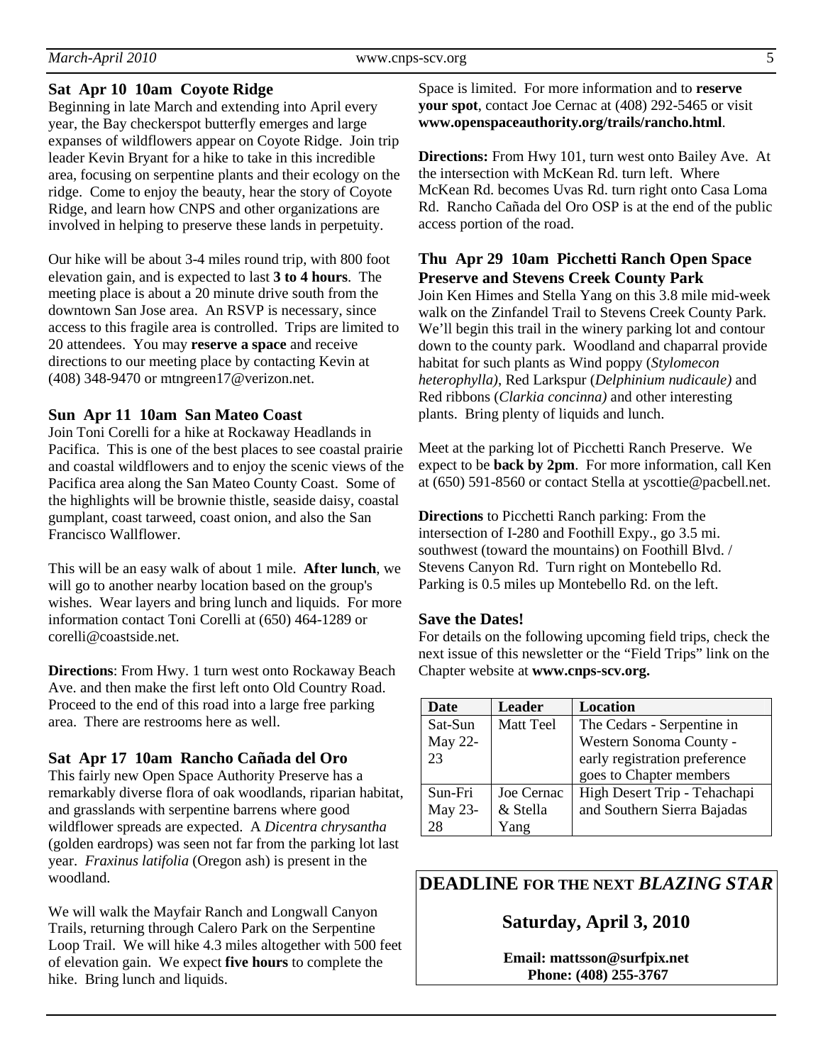### Sat Apr 10 10am Coyote Ridge

Beginning in late March and extending into April every year, the Bay checkerspot butterfly emerges and large expanses of wildflowers appear on Coyote Ridge. Join trip leader Kevin Bryant for a hike to take in this incredible area, focusing on serpentine plants and their ecology on the ridge. Come to enjoy the beauty, hear the story of Coyote Ridge, and learn how CNPS and other organizations are involved in helping to preserve these lands in perpetuity.

Our hike will be about 3-4 miles round trip, with 800 foot elevation gain, and is expected to last **3 to 4 hours**. The meeting place is about a 20 minute drive south from the downtown San Jose area. An RSVP is necessary, since access to this fragile area is controlled. Trips are limited to 20 attendees. You may **reserve a space** and receive directions to our meeting place by contacting Kevin at (408) 348-9470 or mtngreen17@verizon.net.

### Sun Apr 11 10am San Mateo Coast

Join Toni Corelli for a hike at Rockaway Headlands in Pacifica. This is one of the best places to see coastal prairie and coastal wildflowers and to enjoy the scenic views of the Pacifica area along the San Mateo County Coast. Some of the highlights will be brownie thistle, seaside daisy, coastal gumplant, coast tarweed, coast onion, and also the San Francisco Wallflower.

This will be an easy walk of about 1 mile. **After lunch**, we will go to another nearby location based on the group's wishes. Wear layers and bring lunch and liquids. For more information contact Toni Corelli at (650) 464-1289 or corelli@coastside.net.

**Directions**: From Hwy. 1 turn west onto Rockaway Beach Ave. and then make the first left onto Old Country Road. Proceed to the end of this road into a large free parking area. There are restrooms here as well.

### Sat Apr 17 10am Rancho Cañada del Oro

This fairly new Open Space Authority Preserve has a remarkably diverse flora of oak woodlands, riparian habitat, and grasslands with serpentine barrens where good wildflower spreads are expected. A *Dicentra chrysantha* (golden eardrops) was seen not far from the parking lot last year. *Fraxinus latifolia* (Oregon ash) is present in the woodland.

We will walk the Mayfair Ranch and Longwall Canyon Trails, returning through Calero Park on the Serpentine Loop Trail. We will hike 4.3 miles altogether with 500 feet of elevation gain. We expect **five hours** to complete the hike. Bring lunch and liquids.

Space is limited. For more information and to **reserve your spot**, contact Joe Cernac at (408) 292-5465 or visit **www.openspaceauthority.org/trails/rancho.html**.

**Directions:** From Hwy 101, turn west onto Bailey Ave. At the intersection with McKean Rd. turn left. Where McKean Rd. becomes Uvas Rd. turn right onto Casa Loma Rd. Rancho Cañada del Oro OSP is at the end of the public access portion of the road.

### Thu Apr 29 10am Picchetti Ranch Open Space Preserve and Stevens Creek County Park

Join Ken Himes and Stella Yang on this 3.8 mile mid-week walk on the Zinfandel Trail to Stevens Creek County Park. We'll begin this trail in the winery parking lot and contour down to the county park. Woodland and chaparral provide habitat for such plants as Wind poppy (*Stylomecon heterophylla)*, Red Larkspur (*Delphinium nudicaule)* and Red ribbons (*Clarkia concinna)* and other interesting plants. Bring plenty of liquids and lunch.

Meet at the parking lot of Picchetti Ranch Preserve. We expect to be **back by 2pm**. For more information, call Ken at (650) 591-8560 or contact Stella at yscottie@pacbell.net.

**Directions** to Picchetti Ranch parking: From the intersection of I-280 and Foothill Expy., go 3.5 mi. southwest (toward the mountains) on Foothill Blvd. / Stevens Canyon Rd. Turn right on Montebello Rd. Parking is 0.5 miles up Montebello Rd. on the left.

### Save the Dates!

For details on the following upcoming field trips, check the next issue of this newsletter or the "Field Trips" link on the Chapter website at **www.cnps-scv.org.**

| Date | Leader | Location |
|---|---|---|
| Sat-Sun May 22-23 | Matt Teel | The Cedars - Serpentine in Western Sonoma County - early registration preference goes to Chapter members |
| Sun-Fri May 23-28 | Joe Cernac & Stella Yang | High Desert Trip - Tehachapi and Southern Sierra Bajadas |

## DEADLINE FOR THE NEXT *BLAZING STAR*

### Saturday, April 3, 2010

**Email: mattsson@surfpix.net**
**Phone: (408) 255-3767**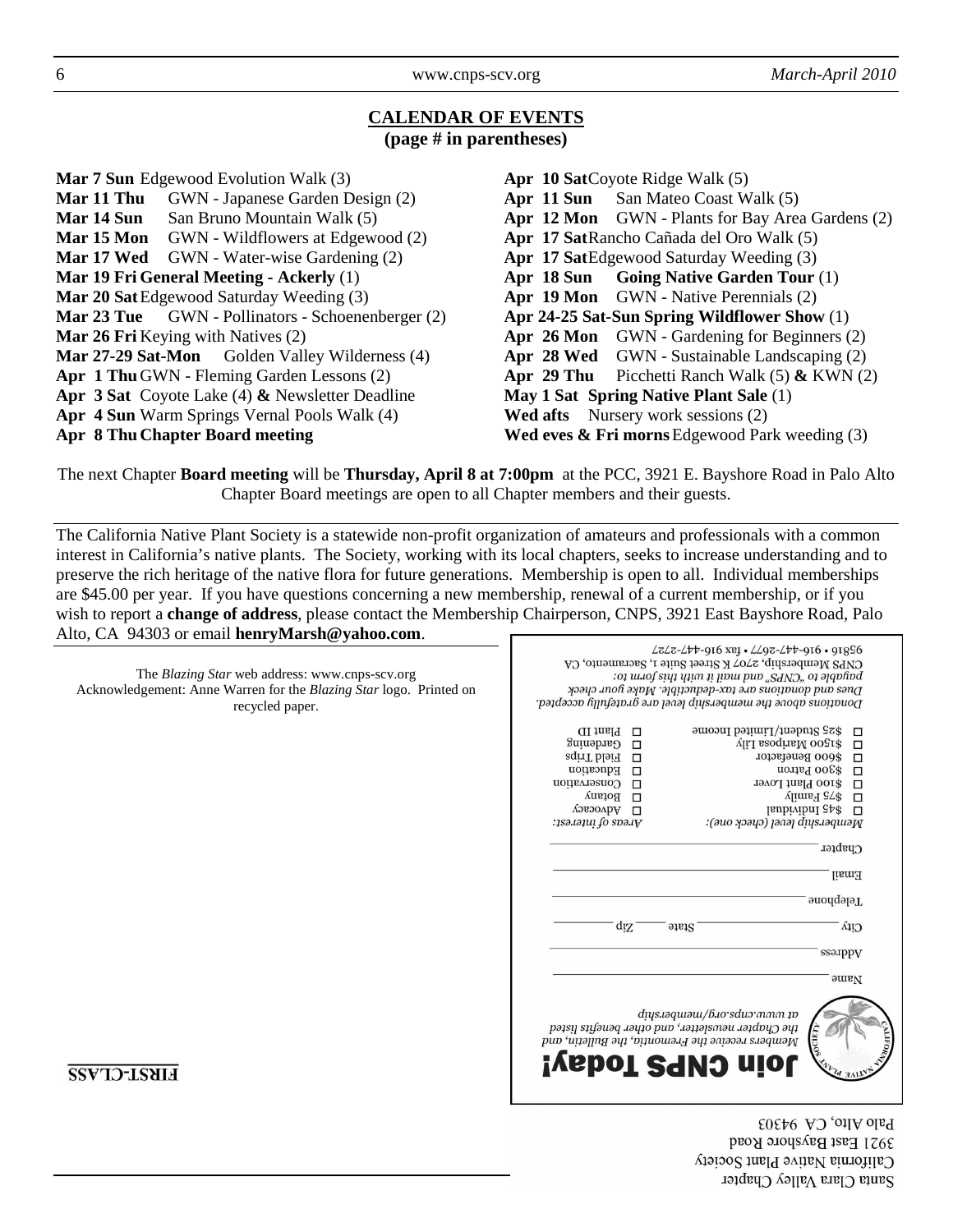## CALENDAR OF EVENTS
**(page # in parentheses)**

**Mar 7 Sun** Edgewood Evolution Walk (3)
**Mar 11 Thu** GWN - Japanese Garden Design (2)
**Mar 14 Sun** San Bruno Mountain Walk (5)
**Mar 15 Mon** GWN - Wildflowers at Edgewood (2)
**Mar 17 Wed** GWN - Water-wise Gardening (2)
**Mar 19 Fri General Meeting - Ackerly** (1)
**Mar 20 Sat** Edgewood Saturday Weeding (3)
**Mar 23 Tue** GWN - Pollinators - Schoenenberger (2)
**Mar 26 Fri** Keying with Natives (2)
**Mar 27-29 Sat-Mon** Golden Valley Wilderness (4)
**Apr 1 Thu** GWN - Fleming Garden Lessons (2)
**Apr 3 Sat** Coyote Lake (4) **&** Newsletter Deadline
**Apr 4 Sun** Warm Springs Vernal Pools Walk (4)
**Apr 8 Thu Chapter Board meeting**
**Apr 10 Sat** Coyote Ridge Walk (5)
**Apr 11 Sun** San Mateo Coast Walk (5)
**Apr 12 Mon** GWN - Plants for Bay Area Gardens (2)
**Apr 17 Sat** Rancho Cañada del Oro Walk (5)
**Apr 17 Sat** Edgewood Saturday Weeding (3)
**Apr 18 Sun Going Native Garden Tour** (1)
**Apr 19 Mon** GWN - Native Perennials (2)
**Apr 24-25 Sat-Sun Spring Wildflower Show** (1)
**Apr 26 Mon** GWN - Gardening for Beginners (2)
**Apr 28 Wed** GWN - Sustainable Landscaping (2)
**Apr 29 Thu** Picchetti Ranch Walk (5) **&** KWN (2)
**May 1 Sat Spring Native Plant Sale** (1)
**Wed afts** Nursery work sessions (2)
**Wed eves & Fri morns** Edgewood Park weeding (3)

The next Chapter **Board meeting** will be **Thursday, April 8 at 7:00pm** at the PCC, 3921 E. Bayshore Road in Palo Alto Chapter Board meetings are open to all Chapter members and their guests.

The California Native Plant Society is a statewide non-profit organization of amateurs and professionals with a common interest in California's native plants. The Society, working with its local chapters, seeks to increase understanding and to preserve the rich heritage of the native flora for future generations. Membership is open to all. Individual memberships are $45.00 per year. If you have questions concerning a new membership, renewal of a current membership, or if you wish to report a **change of address**, please contact the Membership Chairperson, CNPS, 3921 East Bayshore Road, Palo Alto, CA 94303 or email **henryMarsh@yahoo.com**.

The *Blazing Star* web address: www.cnps-scv.org
Acknowledgement: Anne Warren for the *Blazing Star* logo. Printed on recycled paper.

## Join CNPS Today!

*Members receive the Fremontia, the Bulletin, and the Chapter newsletter, and other benefits listed at www.cnps.org/membership*

Name
Address
City State Zip
Telephone
Email
Chapter

*Membership level (check one):*
- ☐ $45 Individual
- ☐ $75 Family
- ☐ $100 Plant Lover
- ☐ $300 Patron
- ☐ $600 Benefactor
- ☐ $1500 Mariposa Lily
- ☐ $25 Student/Limited Income

*Areas of interest:*
- ☐ Advocacy
- ☐ Botany
- ☐ Conservation
- ☐ Education
- ☐ Field Trips
- ☐ Gardening
- ☐ Plant ID

*Donations above the membership level are gratefully accepted. Dues and donations are tax-deductible. Make your check payable to "CNPS" and mail it with this form to:* CNPS Membership, 2707 K Street Suite 1, Sacramento, CA 95816 • 916-447-2677 • fax 916-447-2727

Santa Clara Valley Chapter
California Native Plant Society
3921 East Bayshore Road
Palo Alto, CA 94303

FIRST-CLASS